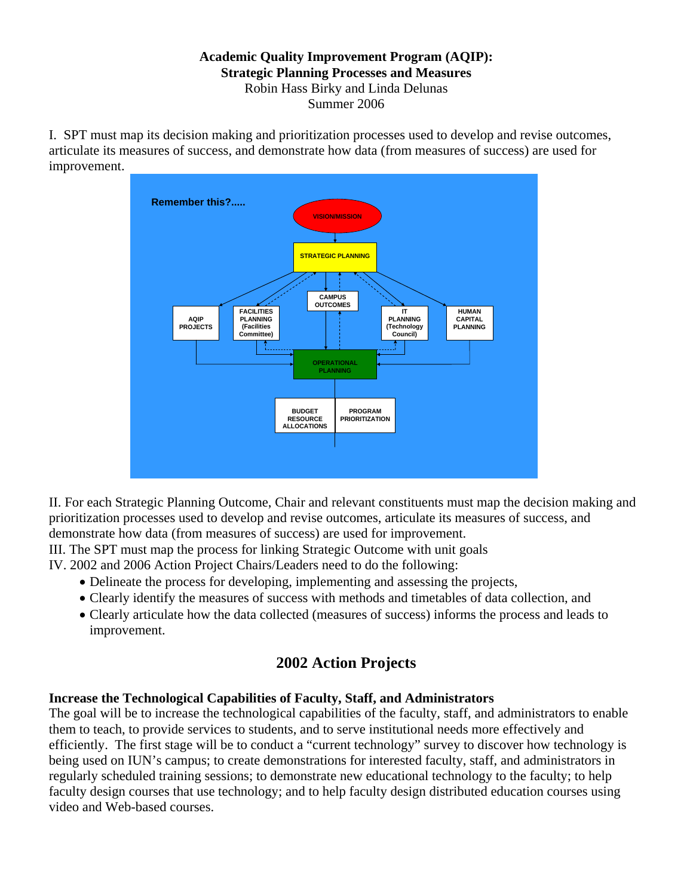**Academic Quality Improvement Program (AQIP):**
**Strategic Planning Processes and Measures**
Robin Hass Birky and Linda Delunas
Summer 2006

I. SPT must map its decision making and prioritization processes used to develop and revise outcomes, articulate its measures of success, and demonstrate how data (from measures of success) are used for improvement.

II. For each Strategic Planning Outcome, Chair and relevant constituents must map the decision making and prioritization processes used to develop and revise outcomes, articulate its measures of success, and demonstrate how data (from measures of success) are used for improvement.
III. The SPT must map the process for linking Strategic Outcome with unit goals
IV. 2002 and 2006 Action Project Chairs/Leaders need to do the following:

- Delineate the process for developing, implementing and assessing the projects,
- Clearly identify the measures of success with methods and timetables of data collection, and
- Clearly articulate how the data collected (measures of success) informs the process and leads to improvement.

## 2002 Action Projects

**Increase the Technological Capabilities of Faculty, Staff, and Administrators**
The goal will be to increase the technological capabilities of the faculty, staff, and administrators to enable them to teach, to provide services to students, and to serve institutional needs more effectively and efficiently. The first stage will be to conduct a "current technology" survey to discover how technology is being used on IUN's campus; to create demonstrations for interested faculty, staff, and administrators in regularly scheduled training sessions; to demonstrate new educational technology to the faculty; to help faculty design courses that use technology; and to help faculty design distributed education courses using video and Web-based courses.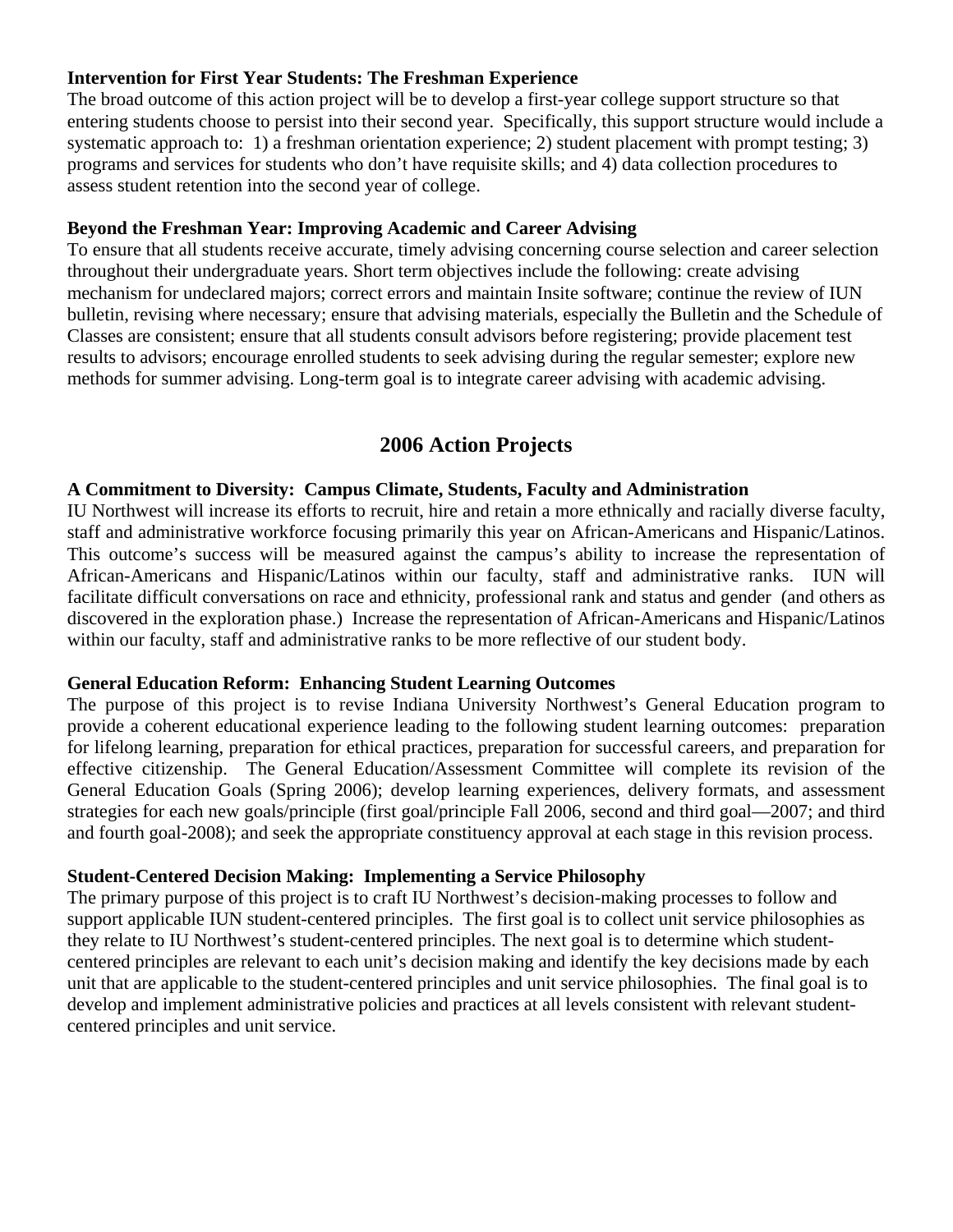**Intervention for First Year Students: The Freshman Experience**

The broad outcome of this action project will be to develop a first-year college support structure so that entering students choose to persist into their second year. Specifically, this support structure would include a systematic approach to: 1) a freshman orientation experience; 2) student placement with prompt testing; 3) programs and services for students who don't have requisite skills; and 4) data collection procedures to assess student retention into the second year of college.

**Beyond the Freshman Year: Improving Academic and Career Advising**

To ensure that all students receive accurate, timely advising concerning course selection and career selection throughout their undergraduate years. Short term objectives include the following: create advising mechanism for undeclared majors; correct errors and maintain Insite software; continue the review of IUN bulletin, revising where necessary; ensure that advising materials, especially the Bulletin and the Schedule of Classes are consistent; ensure that all students consult advisors before registering; provide placement test results to advisors; encourage enrolled students to seek advising during the regular semester; explore new methods for summer advising. Long-term goal is to integrate career advising with academic advising.

## 2006 Action Projects

**A Commitment to Diversity: Campus Climate, Students, Faculty and Administration**

IU Northwest will increase its efforts to recruit, hire and retain a more ethnically and racially diverse faculty, staff and administrative workforce focusing primarily this year on African-Americans and Hispanic/Latinos. This outcome's success will be measured against the campus's ability to increase the representation of African-Americans and Hispanic/Latinos within our faculty, staff and administrative ranks. IUN will facilitate difficult conversations on race and ethnicity, professional rank and status and gender (and others as discovered in the exploration phase.) Increase the representation of African-Americans and Hispanic/Latinos within our faculty, staff and administrative ranks to be more reflective of our student body.

**General Education Reform: Enhancing Student Learning Outcomes**

The purpose of this project is to revise Indiana University Northwest's General Education program to provide a coherent educational experience leading to the following student learning outcomes: preparation for lifelong learning, preparation for ethical practices, preparation for successful careers, and preparation for effective citizenship. The General Education/Assessment Committee will complete its revision of the General Education Goals (Spring 2006); develop learning experiences, delivery formats, and assessment strategies for each new goals/principle (first goal/principle Fall 2006, second and third goal—2007; and third and fourth goal-2008); and seek the appropriate constituency approval at each stage in this revision process.

**Student-Centered Decision Making: Implementing a Service Philosophy**

The primary purpose of this project is to craft IU Northwest's decision-making processes to follow and support applicable IUN student-centered principles. The first goal is to collect unit service philosophies as they relate to IU Northwest's student-centered principles. The next goal is to determine which student-centered principles are relevant to each unit's decision making and identify the key decisions made by each unit that are applicable to the student-centered principles and unit service philosophies. The final goal is to develop and implement administrative policies and practices at all levels consistent with relevant student-centered principles and unit service.